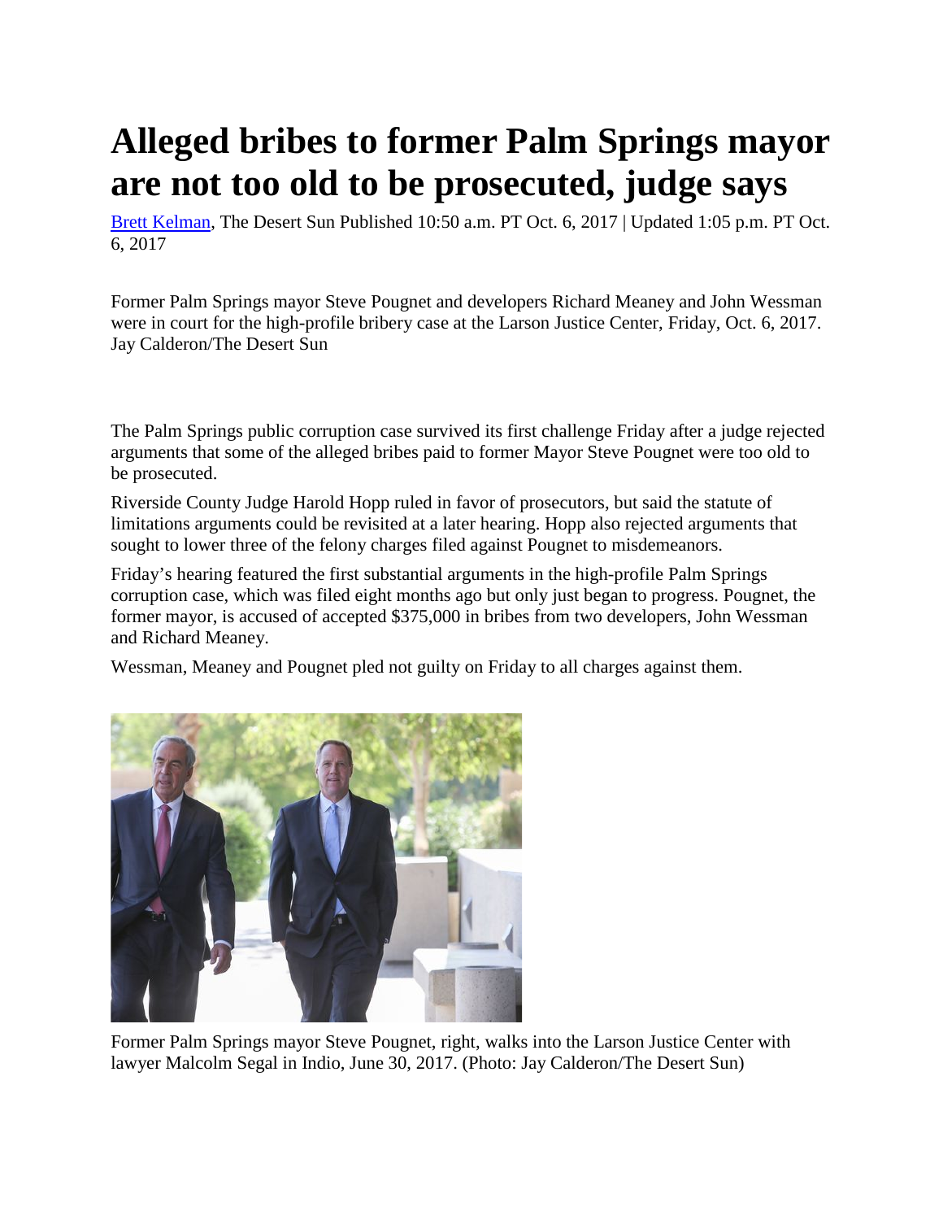# Alleged bribes to former Palm Springs mayor are not too old to be prosecuted, judge says

Brett Kelman, The Desert Sun Published 10:50 a.m. PT Oct. 6, 2017 | Updated 1:05 p.m. PT Oct. 6, 2017

Former Palm Springs mayor Steve Pougnet and developers Richard Meaney and John Wessman were in court for the high-profile bribery case at the Larson Justice Center, Friday, Oct. 6, 2017. Jay Calderon/The Desert Sun

The Palm Springs public corruption case survived its first challenge Friday after a judge rejected arguments that some of the alleged bribes paid to former Mayor Steve Pougnet were too old to be prosecuted.

Riverside County Judge Harold Hopp ruled in favor of prosecutors, but said the statute of limitations arguments could be revisited at a later hearing. Hopp also rejected arguments that sought to lower three of the felony charges filed against Pougnet to misdemeanors.

Friday's hearing featured the first substantial arguments in the high-profile Palm Springs corruption case, which was filed eight months ago but only just began to progress. Pougnet, the former mayor, is accused of accepted $375,000 in bribes from two developers, John Wessman and Richard Meaney.

Wessman, Meaney and Pougnet pled not guilty on Friday to all charges against them.

Former Palm Springs mayor Steve Pougnet, right, walks into the Larson Justice Center with lawyer Malcolm Segal in Indio, June 30, 2017. (Photo: Jay Calderon/The Desert Sun)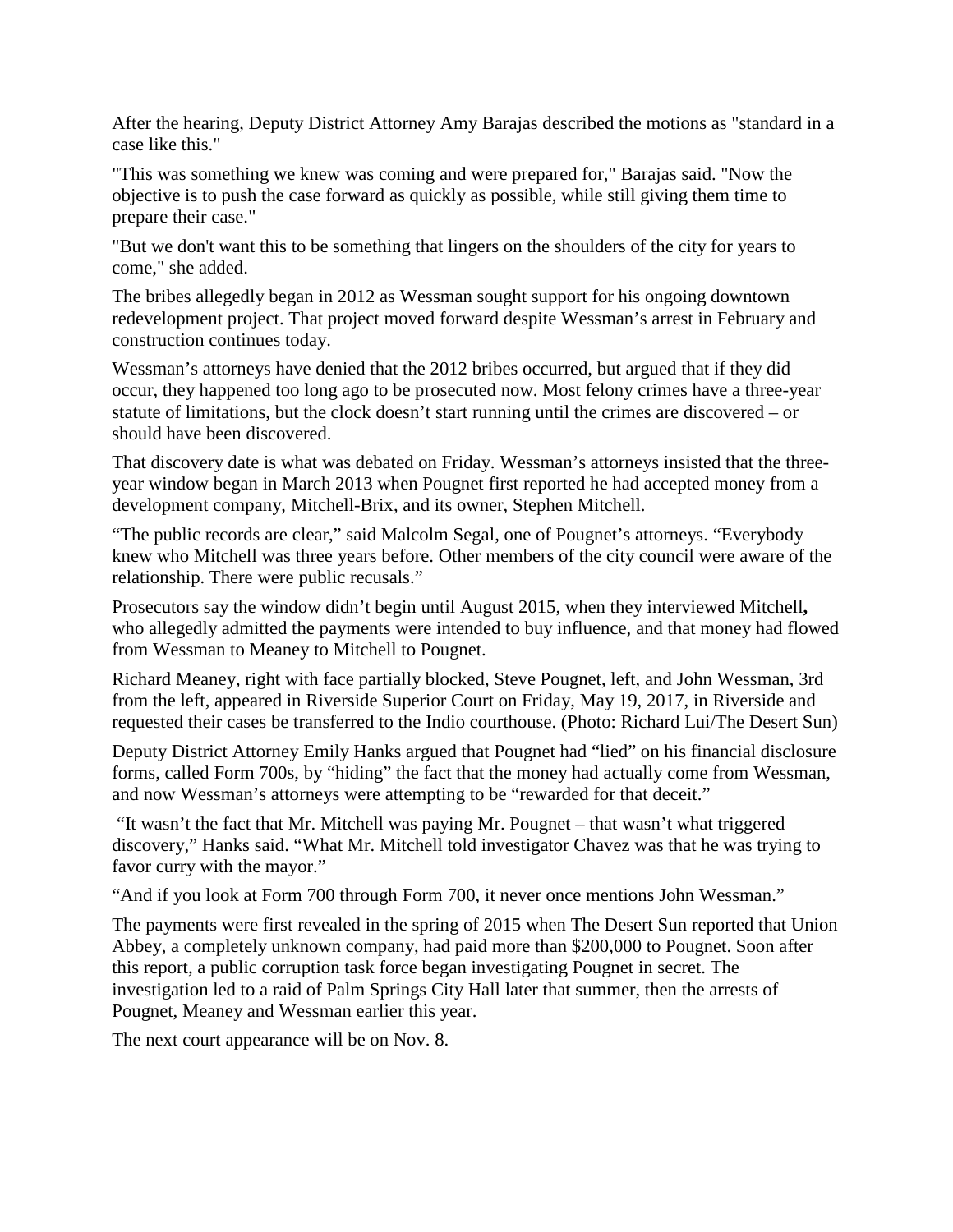After the hearing, Deputy District Attorney Amy Barajas described the motions as "standard in a case like this."

"This was something we knew was coming and were prepared for," Barajas said. "Now the objective is to push the case forward as quickly as possible, while still giving them time to prepare their case."

"But we don't want this to be something that lingers on the shoulders of the city for years to come," she added.

The bribes allegedly began in 2012 as Wessman sought support for his ongoing downtown redevelopment project. That project moved forward despite Wessman's arrest in February and construction continues today.

Wessman's attorneys have denied that the 2012 bribes occurred, but argued that if they did occur, they happened too long ago to be prosecuted now. Most felony crimes have a three-year statute of limitations, but the clock doesn't start running until the crimes are discovered – or should have been discovered.

That discovery date is what was debated on Friday. Wessman's attorneys insisted that the three-year window began in March 2013 when Pougnet first reported he had accepted money from a development company, Mitchell-Brix, and its owner, Stephen Mitchell.

"The public records are clear," said Malcolm Segal, one of Pougnet's attorneys. "Everybody knew who Mitchell was three years before. Other members of the city council were aware of the relationship. There were public recusals."

Prosecutors say the window didn't begin until August 2015, when they interviewed Mitchell**,** who allegedly admitted the payments were intended to buy influence, and that money had flowed from Wessman to Meaney to Mitchell to Pougnet.

Richard Meaney, right with face partially blocked, Steve Pougnet, left, and John Wessman, 3rd from the left, appeared in Riverside Superior Court on Friday, May 19, 2017, in Riverside and requested their cases be transferred to the Indio courthouse. (Photo: Richard Lui/The Desert Sun)

Deputy District Attorney Emily Hanks argued that Pougnet had "lied" on his financial disclosure forms, called Form 700s, by "hiding" the fact that the money had actually come from Wessman, and now Wessman's attorneys were attempting to be "rewarded for that deceit."

"It wasn't the fact that Mr. Mitchell was paying Mr. Pougnet – that wasn't what triggered discovery," Hanks said. "What Mr. Mitchell told investigator Chavez was that he was trying to favor curry with the mayor."

"And if you look at Form 700 through Form 700, it never once mentions John Wessman."

The payments were first revealed in the spring of 2015 when The Desert Sun reported that Union Abbey, a completely unknown company, had paid more than $200,000 to Pougnet. Soon after this report, a public corruption task force began investigating Pougnet in secret. The investigation led to a raid of Palm Springs City Hall later that summer, then the arrests of Pougnet, Meaney and Wessman earlier this year.

The next court appearance will be on Nov. 8.